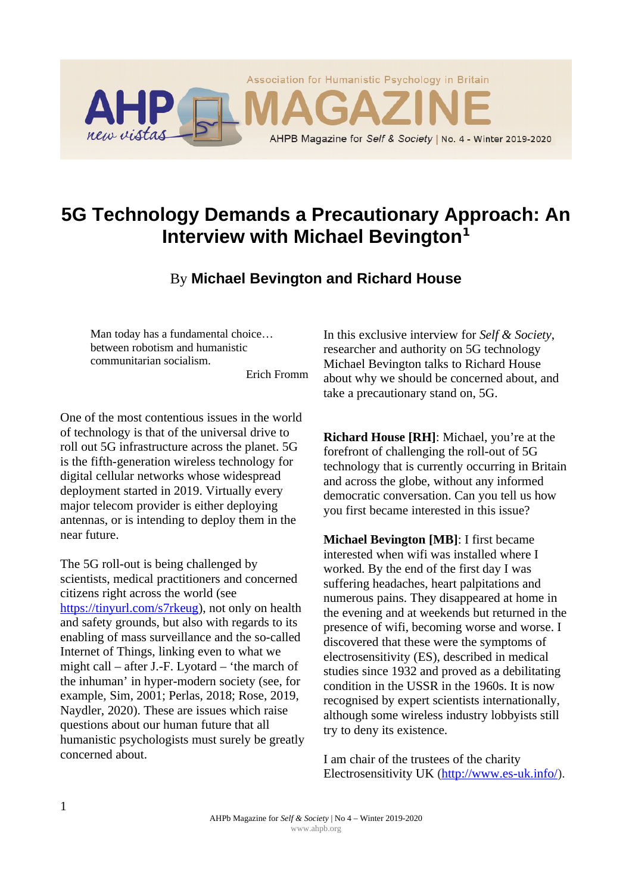# 5G Technology Demands a Precautionary Approach: An Interview with Michael Bevington[1]

By **Michael Bevington and Richard House**

> Man today has a fundamental choice… between robotism and humanistic communitarian socialism.
>
> Erich Fromm

One of the most contentious issues in the world of technology is that of the universal drive to roll out 5G infrastructure across the planet. 5G is the fifth-generation wireless technology for digital cellular networks whose widespread deployment started in 2019. Virtually every major telecom provider is either deploying antennas, or is intending to deploy them in the near future.

The 5G roll-out is being challenged by scientists, medical practitioners and concerned citizens right across the world (see https://tinyurl.com/s7rkeug), not only on health and safety grounds, but also with regards to its enabling of mass surveillance and the so-called Internet of Things, linking even to what we might call – after J.-F. Lyotard – 'the march of the inhuman' in hyper-modern society (see, for example, Sim, 2001; Perlas, 2018; Rose, 2019, Naydler, 2020). These are issues which raise questions about our human future that all humanistic psychologists must surely be greatly concerned about.

In this exclusive interview for *Self & Society*, researcher and authority on 5G technology Michael Bevington talks to Richard House about why we should be concerned about, and take a precautionary stand on, 5G.

**Richard House [RH]**: Michael, you're at the forefront of challenging the roll-out of 5G technology that is currently occurring in Britain and across the globe, without any informed democratic conversation. Can you tell us how you first became interested in this issue?

**Michael Bevington [MB]**: I first became interested when wifi was installed where I worked. By the end of the first day I was suffering headaches, heart palpitations and numerous pains. They disappeared at home in the evening and at weekends but returned in the presence of wifi, becoming worse and worse. I discovered that these were the symptoms of electrosensitivity (ES), described in medical studies since 1932 and proved as a debilitating condition in the USSR in the 1960s. It is now recognised by expert scientists internationally, although some wireless industry lobbyists still try to deny its existence.

I am chair of the trustees of the charity Electrosensitivity UK (http://www.es-uk.info/).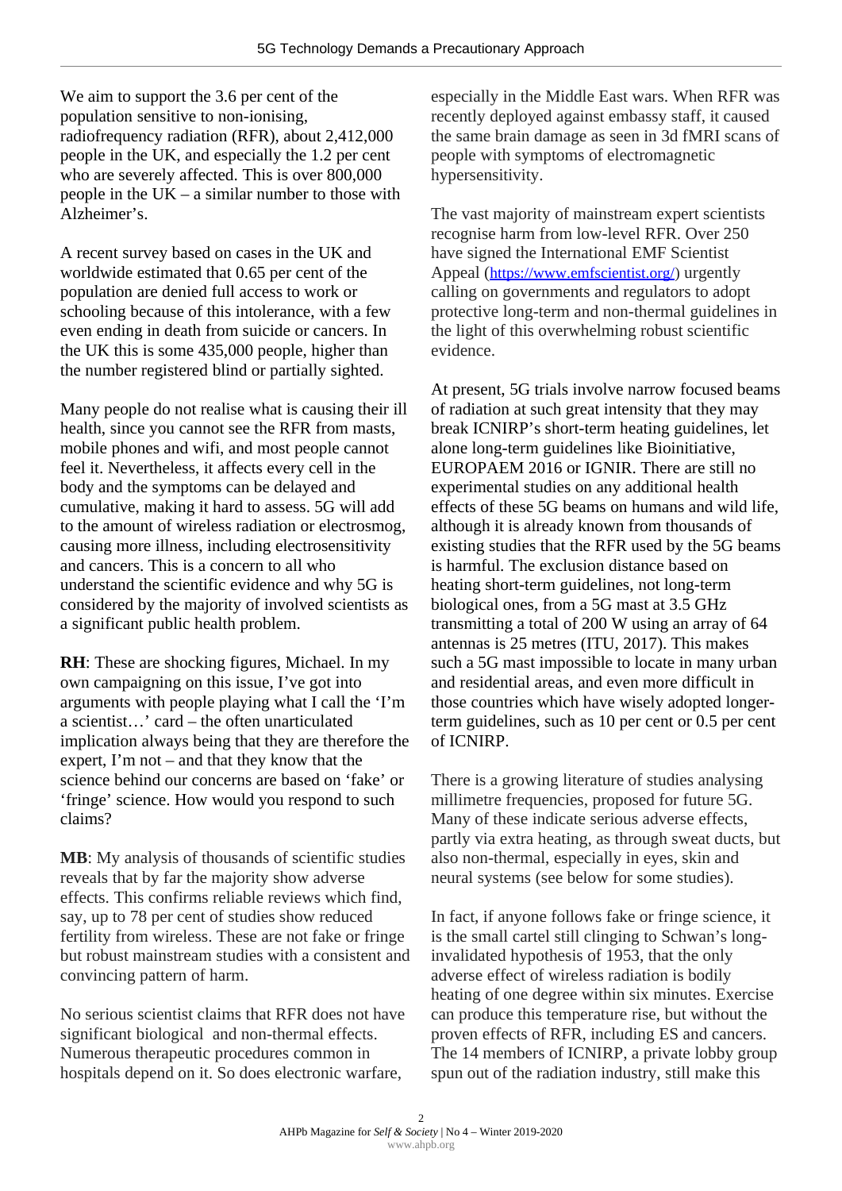We aim to support the 3.6 per cent of the population sensitive to non-ionising, radiofrequency radiation (RFR), about 2,412,000 people in the UK, and especially the 1.2 per cent who are severely affected. This is over 800,000 people in the UK – a similar number to those with Alzheimer's.

A recent survey based on cases in the UK and worldwide estimated that 0.65 per cent of the population are denied full access to work or schooling because of this intolerance, with a few even ending in death from suicide or cancers. In the UK this is some 435,000 people, higher than the number registered blind or partially sighted.

Many people do not realise what is causing their ill health, since you cannot see the RFR from masts, mobile phones and wifi, and most people cannot feel it. Nevertheless, it affects every cell in the body and the symptoms can be delayed and cumulative, making it hard to assess. 5G will add to the amount of wireless radiation or electrosmog, causing more illness, including electrosensitivity and cancers. This is a concern to all who understand the scientific evidence and why 5G is considered by the majority of involved scientists as a significant public health problem.

**RH**: These are shocking figures, Michael. In my own campaigning on this issue, I've got into arguments with people playing what I call the 'I'm a scientist…' card – the often unarticulated implication always being that they are therefore the expert, I'm not – and that they know that the science behind our concerns are based on 'fake' or 'fringe' science. How would you respond to such claims?

**MB**: My analysis of thousands of scientific studies reveals that by far the majority show adverse effects. This confirms reliable reviews which find, say, up to 78 per cent of studies show reduced fertility from wireless. These are not fake or fringe but robust mainstream studies with a consistent and convincing pattern of harm.

No serious scientist claims that RFR does not have significant biological and non-thermal effects. Numerous therapeutic procedures common in hospitals depend on it. So does electronic warfare, especially in the Middle East wars. When RFR was recently deployed against embassy staff, it caused the same brain damage as seen in 3d fMRI scans of people with symptoms of electromagnetic hypersensitivity.

The vast majority of mainstream expert scientists recognise harm from low-level RFR. Over 250 have signed the International EMF Scientist Appeal (https://www.emfscientist.org/) urgently calling on governments and regulators to adopt protective long-term and non-thermal guidelines in the light of this overwhelming robust scientific evidence.

At present, 5G trials involve narrow focused beams of radiation at such great intensity that they may break ICNIRP's short-term heating guidelines, let alone long-term guidelines like Bioinitiative, EUROPAEM 2016 or IGNIR. There are still no experimental studies on any additional health effects of these 5G beams on humans and wild life, although it is already known from thousands of existing studies that the RFR used by the 5G beams is harmful. The exclusion distance based on heating short-term guidelines, not long-term biological ones, from a 5G mast at 3.5 GHz transmitting a total of 200 W using an array of 64 antennas is 25 metres (ITU, 2017). This makes such a 5G mast impossible to locate in many urban and residential areas, and even more difficult in those countries which have wisely adopted longer-term guidelines, such as 10 per cent or 0.5 per cent of ICNIRP.

There is a growing literature of studies analysing millimetre frequencies, proposed for future 5G. Many of these indicate serious adverse effects, partly via extra heating, as through sweat ducts, but also non-thermal, especially in eyes, skin and neural systems (see below for some studies).

In fact, if anyone follows fake or fringe science, it is the small cartel still clinging to Schwan's long-invalidated hypothesis of 1953, that the only adverse effect of wireless radiation is bodily heating of one degree within six minutes. Exercise can produce this temperature rise, but without the proven effects of RFR, including ES and cancers. The 14 members of ICNIRP, a private lobby group spun out of the radiation industry, still make this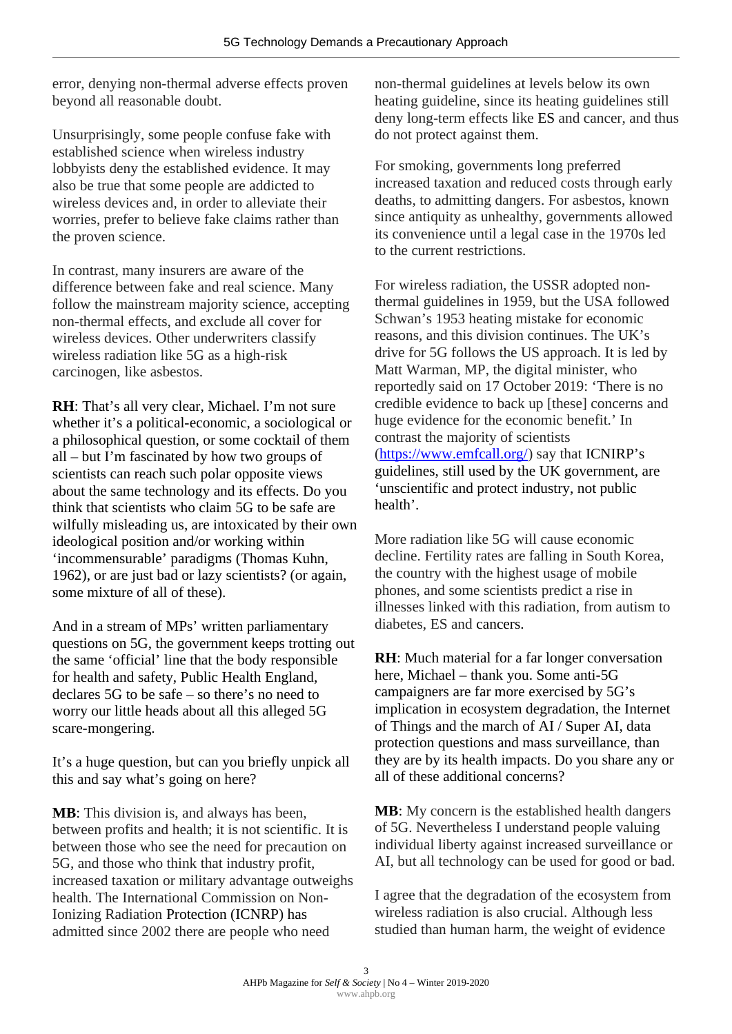error, denying non-thermal adverse effects proven beyond all reasonable doubt.

Unsurprisingly, some people confuse fake with established science when wireless industry lobbyists deny the established evidence. It may also be true that some people are addicted to wireless devices and, in order to alleviate their worries, prefer to believe fake claims rather than the proven science.

In contrast, many insurers are aware of the difference between fake and real science. Many follow the mainstream majority science, accepting non-thermal effects, and exclude all cover for wireless devices. Other underwriters classify wireless radiation like 5G as a high-risk carcinogen, like asbestos.

**RH**: That's all very clear, Michael. I'm not sure whether it's a political-economic, a sociological or a philosophical question, or some cocktail of them all – but I'm fascinated by how two groups of scientists can reach such polar opposite views about the same technology and its effects. Do you think that scientists who claim 5G to be safe are wilfully misleading us, are intoxicated by their own ideological position and/or working within 'incommensurable' paradigms (Thomas Kuhn, 1962), or are just bad or lazy scientists? (or again, some mixture of all of these).

And in a stream of MPs' written parliamentary questions on 5G, the government keeps trotting out the same 'official' line that the body responsible for health and safety, Public Health England, declares 5G to be safe – so there's no need to worry our little heads about all this alleged 5G scare-mongering.

It's a huge question, but can you briefly unpick all this and say what's going on here?

**MB**: This division is, and always has been, between profits and health; it is not scientific. It is between those who see the need for precaution on 5G, and those who think that industry profit, increased taxation or military advantage outweighs health. The International Commission on Non-Ionizing Radiation Protection (ICNRP) has admitted since 2002 there are people who need non-thermal guidelines at levels below its own heating guideline, since its heating guidelines still deny long-term effects like ES and cancer, and thus do not protect against them.

For smoking, governments long preferred increased taxation and reduced costs through early deaths, to admitting dangers. For asbestos, known since antiquity as unhealthy, governments allowed its convenience until a legal case in the 1970s led to the current restrictions.

For wireless radiation, the USSR adopted non-thermal guidelines in 1959, but the USA followed Schwan's 1953 heating mistake for economic reasons, and this division continues. The UK's drive for 5G follows the US approach. It is led by Matt Warman, MP, the digital minister, who reportedly said on 17 October 2019: 'There is no credible evidence to back up [these] concerns and huge evidence for the economic benefit.' In contrast the majority of scientists (https://www.emfcall.org/) say that ICNIRP's guidelines, still used by the UK government, are 'unscientific and protect industry, not public health'.

More radiation like 5G will cause economic decline. Fertility rates are falling in South Korea, the country with the highest usage of mobile phones, and some scientists predict a rise in illnesses linked with this radiation, from autism to diabetes, ES and cancers.

**RH**: Much material for a far longer conversation here, Michael – thank you. Some anti-5G campaigners are far more exercised by 5G's implication in ecosystem degradation, the Internet of Things and the march of AI / Super AI, data protection questions and mass surveillance, than they are by its health impacts. Do you share any or all of these additional concerns?

**MB**: My concern is the established health dangers of 5G. Nevertheless I understand people valuing individual liberty against increased surveillance or AI, but all technology can be used for good or bad.

I agree that the degradation of the ecosystem from wireless radiation is also crucial. Although less studied than human harm, the weight of evidence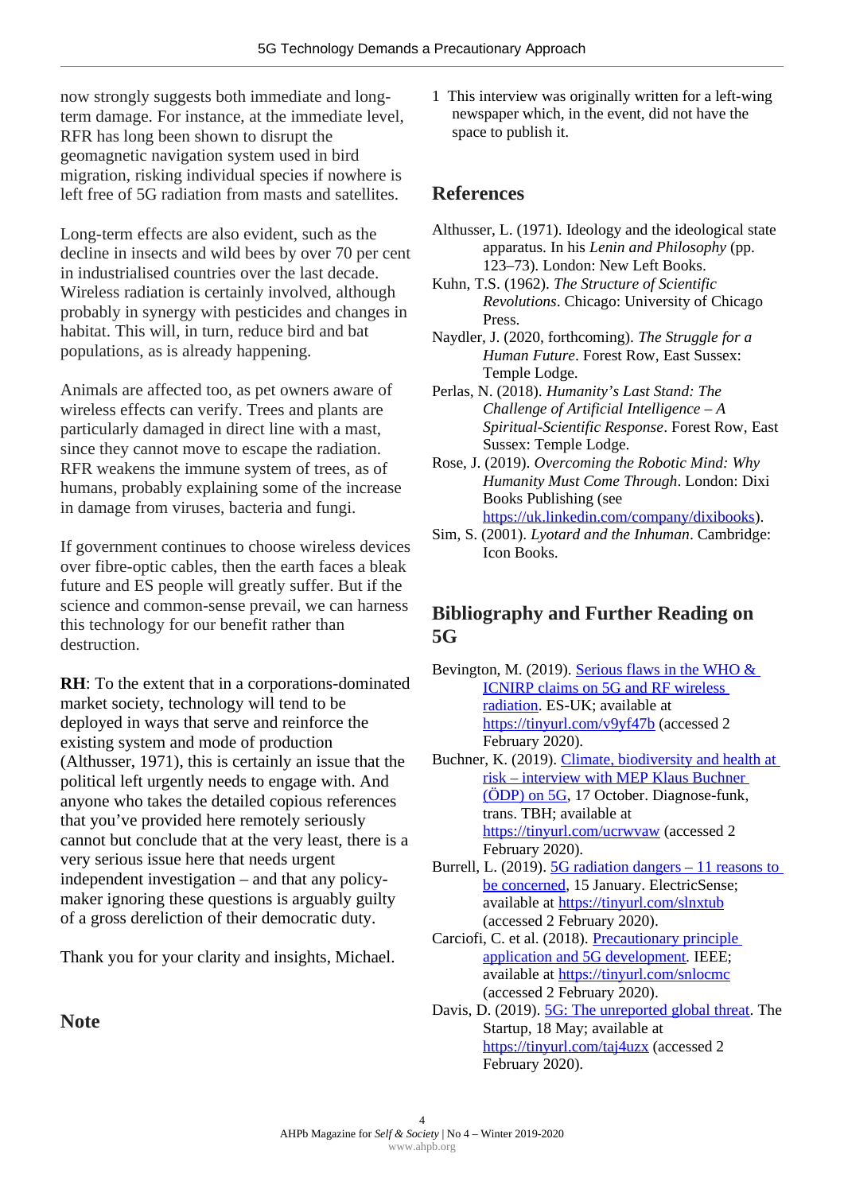now strongly suggests both immediate and long-term damage. For instance, at the immediate level, RFR has long been shown to disrupt the geomagnetic navigation system used in bird migration, risking individual species if nowhere is left free of 5G radiation from masts and satellites.

Long-term effects are also evident, such as the decline in insects and wild bees by over 70 per cent in industrialised countries over the last decade. Wireless radiation is certainly involved, although probably in synergy with pesticides and changes in habitat. This will, in turn, reduce bird and bat populations, as is already happening.

Animals are affected too, as pet owners aware of wireless effects can verify. Trees and plants are particularly damaged in direct line with a mast, since they cannot move to escape the radiation. RFR weakens the immune system of trees, as of humans, probably explaining some of the increase in damage from viruses, bacteria and fungi.

If government continues to choose wireless devices over fibre-optic cables, then the earth faces a bleak future and ES people will greatly suffer. But if the science and common-sense prevail, we can harness this technology for our benefit rather than destruction.

**RH**: To the extent that in a corporations-dominated market society, technology will tend to be deployed in ways that serve and reinforce the existing system and mode of production (Althusser, 1971), this is certainly an issue that the political left urgently needs to engage with. And anyone who takes the detailed copious references that you've provided here remotely seriously cannot but conclude that at the very least, there is a very serious issue here that needs urgent independent investigation – and that any policy-maker ignoring these questions is arguably guilty of a gross dereliction of their democratic duty.

Thank you for your clarity and insights, Michael.

## Note

1 This interview was originally written for a left-wing newspaper which, in the event, did not have the space to publish it.

## References

Althusser, L. (1971). Ideology and the ideological state apparatus. In his *Lenin and Philosophy* (pp. 123–73). London: New Left Books.

Kuhn, T.S. (1962). *The Structure of Scientific Revolutions*. Chicago: University of Chicago Press.

Naydler, J. (2020, forthcoming). *The Struggle for a Human Future*. Forest Row, East Sussex: Temple Lodge.

Perlas, N. (2018). *Humanity's Last Stand: The Challenge of Artificial Intelligence – A Spiritual-Scientific Response*. Forest Row, East Sussex: Temple Lodge.

Rose, J. (2019). *Overcoming the Robotic Mind: Why Humanity Must Come Through*. London: Dixi Books Publishing (see https://uk.linkedin.com/company/dixibooks).

Sim, S. (2001). *Lyotard and the Inhuman*. Cambridge: Icon Books.

## Bibliography and Further Reading on 5G

Bevington, M. (2019). Serious flaws in the WHO & ICNIRP claims on 5G and RF wireless radiation. ES-UK; available at https://tinyurl.com/v9yf47b (accessed 2 February 2020).

Buchner, K. (2019). Climate, biodiversity and health at risk – interview with MEP Klaus Buchner (ÖDP) on 5G, 17 October. Diagnose-funk, trans. TBH; available at https://tinyurl.com/ucrwvaw (accessed 2 February 2020).

Burrell, L. (2019). 5G radiation dangers – 11 reasons to be concerned, 15 January. ElectricSense; available at https://tinyurl.com/slnxtub (accessed 2 February 2020).

Carciofi, C. et al. (2018). Precautionary principle application and 5G development. IEEE; available at https://tinyurl.com/snlocmc (accessed 2 February 2020).

Davis, D. (2019). 5G: The unreported global threat. The Startup, 18 May; available at https://tinyurl.com/taj4uzx (accessed 2 February 2020).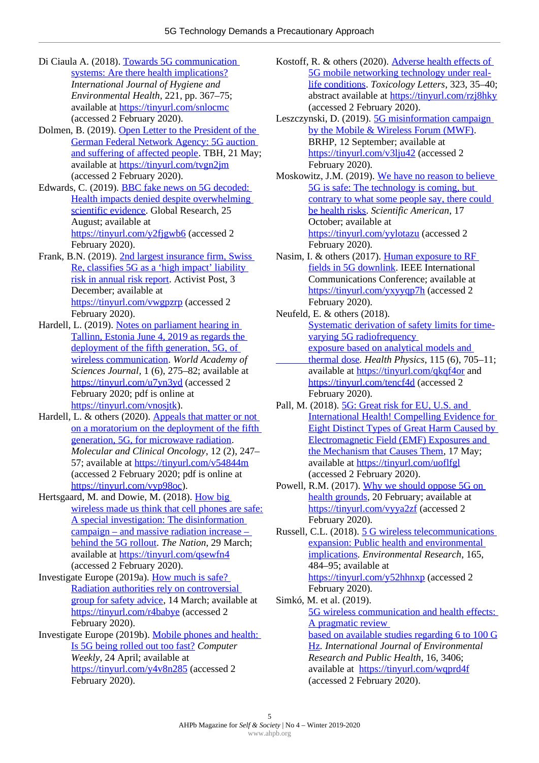Di Ciaula A. (2018). Towards 5G communication systems: Are there health implications? *International Journal of Hygiene and Environmental Health*, 221, pp. 367–75; available at https://tinyurl.com/snlocmc (accessed 2 February 2020).

Dolmen, B. (2019). Open Letter to the President of the German Federal Network Agency: 5G auction and suffering of affected people. TBH, 21 May; available at https://tinyurl.com/tvgn2jm (accessed 2 February 2020).

Edwards, C. (2019). BBC fake news on 5G decoded: Health impacts denied despite overwhelming scientific evidence. Global Research, 25 August; available at https://tinyurl.com/y2fjgwb6 (accessed 2 February 2020).

Frank, B.N. (2019). 2nd largest insurance firm, Swiss Re, classifies 5G as a 'high impact' liability risk in annual risk report. Activist Post, 3 December; available at https://tinyurl.com/vwgpzrp (accessed 2 February 2020).

Hardell, L. (2019). Notes on parliament hearing in Tallinn, Estonia June 4, 2019 as regards the deployment of the fifth generation, 5G, of wireless communication. *World Academy of Sciences Journal*, 1 (6), 275–82; available at https://tinyurl.com/u7yn3yd (accessed 2 February 2020; pdf is online at https://tinyurl.com/vnosjtk).

Hardell, L. & others (2020). Appeals that matter or not on a moratorium on the deployment of the fifth generation, 5G, for microwave radiation. *Molecular and Clinical Oncology*, 12 (2), 247–57; available at https://tinyurl.com/v54844m (accessed 2 February 2020; pdf is online at https://tinyurl.com/vyp98oc).

Hertsgaard, M. and Dowie, M. (2018). How big wireless made us think that cell phones are safe: A special investigation: The disinformation campaign – and massive radiation increase – behind the 5G rollout. *The Nation*, 29 March; available at https://tinyurl.com/qsewfn4 (accessed 2 February 2020).

Investigate Europe (2019a). How much is safe? Radiation authorities rely on controversial group for safety advice, 14 March; available at https://tinyurl.com/r4babye (accessed 2 February 2020).

Investigate Europe (2019b). Mobile phones and health: Is 5G being rolled out too fast? *Computer Weekly*, 24 April; available at https://tinyurl.com/y4v8n285 (accessed 2 February 2020).

Kostoff, R. & others (2020). Adverse health effects of 5G mobile networking technology under real-life conditions. *Toxicology Letters*, 323, 35–40; abstract available at https://tinyurl.com/rzj8hky (accessed 2 February 2020).

Leszczynski, D. (2019). 5G misinformation campaign by the Mobile & Wireless Forum (MWF). BRHP, 12 September; available at https://tinyurl.com/v3lju42 (accessed 2 February 2020).

Moskowitz, J.M. (2019). We have no reason to believe 5G is safe: The technology is coming, but contrary to what some people say, there could be health risks. *Scientific American*, 17 October; available at https://tinyurl.com/yylotazu (accessed 2 February 2020).

Nasim, I. & others (2017). Human exposure to RF fields in 5G downlink. IEEE International Communications Conference; available at https://tinyurl.com/yxyyqp7h (accessed 2 February 2020).

Neufeld, E. & others (2018). Systematic derivation of safety limits for time-varying 5G radiofrequency exposure based on analytical models and thermal dose. *Health Physics*, 115 (6), 705–11; available at https://tinyurl.com/qkqf4or and https://tinyurl.com/tencf4d (accessed 2 February 2020).

Pall, M. (2018). 5G: Great risk for EU, U.S. and International Health! Compelling Evidence for Eight Distinct Types of Great Harm Caused by Electromagnetic Field (EMF) Exposures and the Mechanism that Causes Them, 17 May; available at https://tinyurl.com/uoflfgl (accessed 2 February 2020).

Powell, R.M. (2017). Why we should oppose 5G on health grounds, 20 February; available at https://tinyurl.com/vyya2zf (accessed 2 February 2020).

Russell, C.L. (2018). 5 G wireless telecommunications expansion: Public health and environmental implications. *Environmental Research*, 165, 484–95; available at https://tinyurl.com/y52hhnxp (accessed 2 February 2020).

Simkó, M. et al. (2019). 5G wireless communication and health effects: A pragmatic review based on available studies regarding 6 to 100 G Hz. *International Journal of Environmental Research and Public Health*, 16, 3406; available at https://tinyurl.com/wqprd4f (accessed 2 February 2020).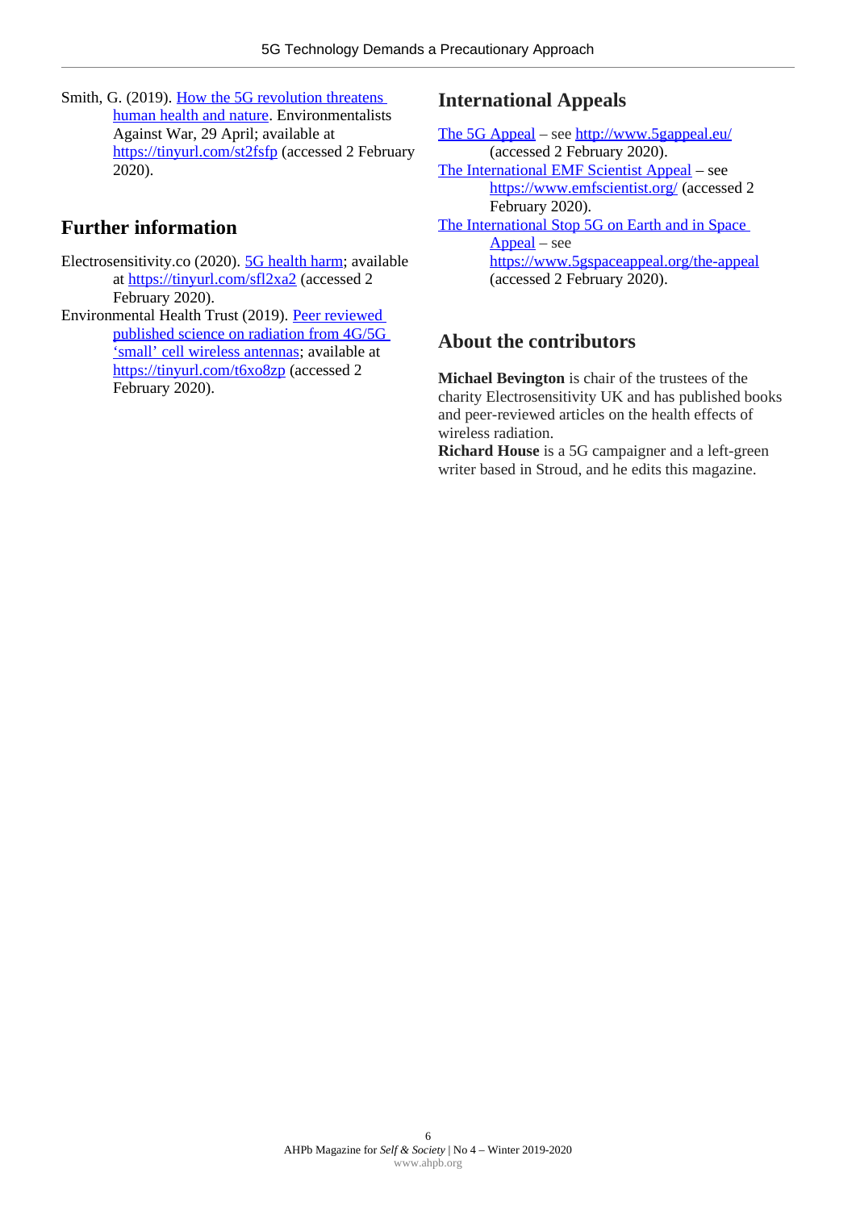Smith, G. (2019). How the 5G revolution threatens human health and nature. Environmentalists Against War, 29 April; available at https://tinyurl.com/st2fsfp (accessed 2 February 2020).

## Further information

Electrosensitivity.co (2020). 5G health harm; available at https://tinyurl.com/sfl2xa2 (accessed 2 February 2020).

Environmental Health Trust (2019). Peer reviewed published science on radiation from 4G/5G 'small' cell wireless antennas; available at https://tinyurl.com/t6xo8zp (accessed 2 February 2020).

## International Appeals

The 5G Appeal – see http://www.5gappeal.eu/ (accessed 2 February 2020).

The International EMF Scientist Appeal – see https://www.emfscientist.org/ (accessed 2 February 2020).

The International Stop 5G on Earth and in Space Appeal – see https://www.5gspaceappeal.org/the-appeal (accessed 2 February 2020).

## About the contributors

**Michael Bevington** is chair of the trustees of the charity Electrosensitivity UK and has published books and peer-reviewed articles on the health effects of wireless radiation.

**Richard House** is a 5G campaigner and a left-green writer based in Stroud, and he edits this magazine.